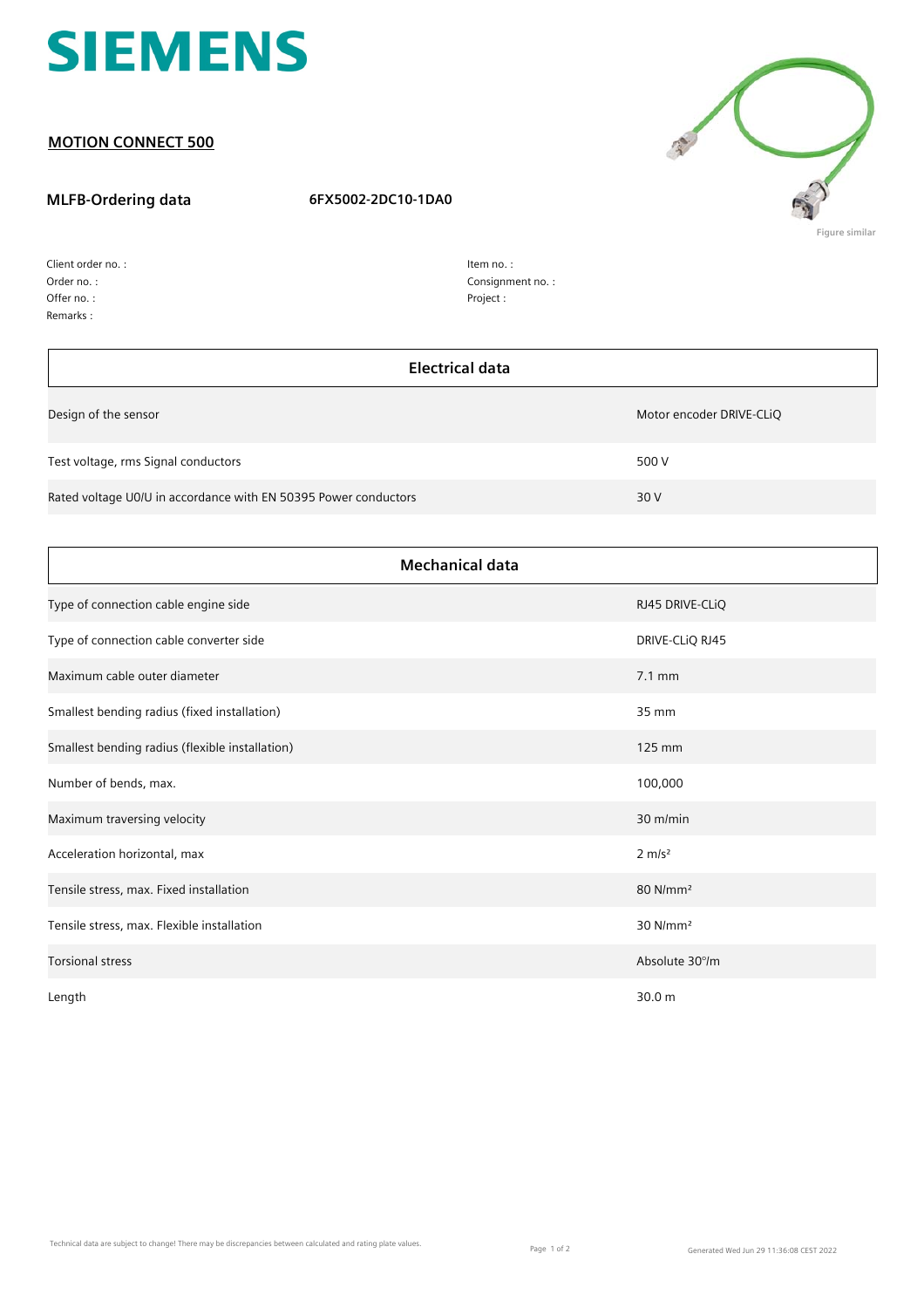SIEMENS

## MOTION CONNECT 500

**MLFB-Ordering data** **6FX5002-2DC10-1DA0**

Figure similar

Client order no. :
Order no. :
Offer no. :
Remarks :

Item no. :
Consignment no. :
Project :

| Electrical data | |
|---|---|
| Design of the sensor | Motor encoder DRIVE-CLiQ |
| Test voltage, rms Signal conductors | 500 V |
| Rated voltage U0/U in accordance with EN 50395 Power conductors | 30 V |

| Mechanical data | |
|---|---|
| Type of connection cable engine side | RJ45 DRIVE-CLiQ |
| Type of connection cable converter side | DRIVE-CLiQ RJ45 |
| Maximum cable outer diameter | 7.1 mm |
| Smallest bending radius (fixed installation) | 35 mm |
| Smallest bending radius (flexible installation) | 125 mm |
| Number of bends, max. | 100,000 |
| Maximum traversing velocity | 30 m/min |
| Acceleration horizontal, max | 2 m/s² |
| Tensile stress, max. Fixed installation | 80 N/mm² |
| Tensile stress, max. Flexible installation | 30 N/mm² |
| Torsional stress | Absolute 30°/m |
| Length | 30.0 m |

Technical data are subject to change! There may be discrepancies between calculated and rating plate values.

Generated Wed Jun 29 11:36:08 CEST 2022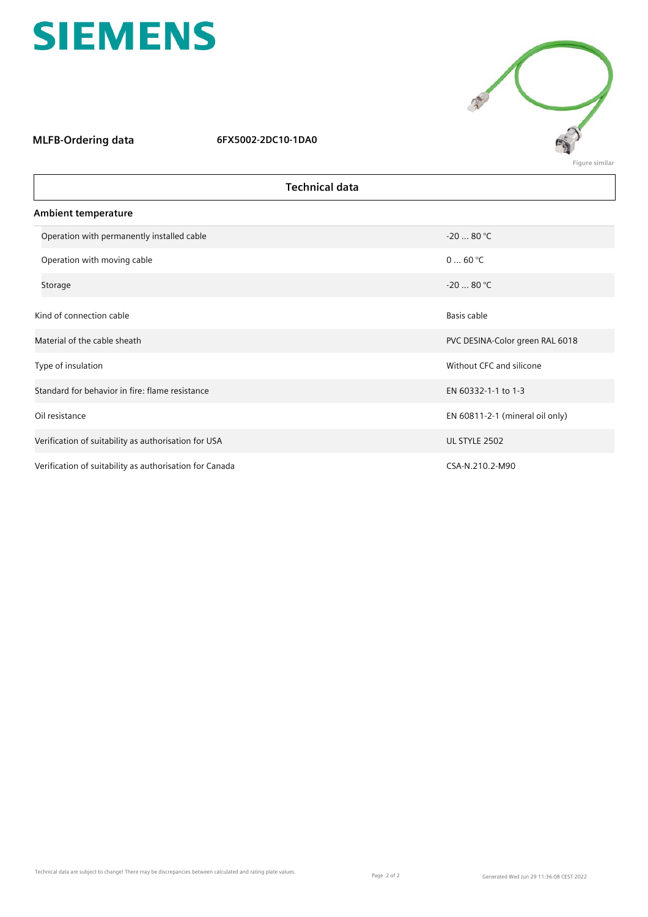# SIEMENS

**MLFB-Ordering data** **6FX5002-2DC10-1DA0**

Figure similar

## Technical data

### Ambient temperature

| | |
|---|---|
| Operation with permanently installed cable | -20 ... 80 °C |
| Operation with moving cable | 0 ... 60 °C |
| Storage | -20 ... 80 °C |

| | |
|---|---|
| Kind of connection cable | Basis cable |
| Material of the cable sheath | PVC DESINA-Color green RAL 6018 |
| Type of insulation | Without CFC and silicone |
| Standard for behavior in fire: flame resistance | EN 60332-1-1 to 1-3 |
| Oil resistance | EN 60811-2-1 (mineral oil only) |
| Verification of suitability as authorisation for USA | UL STYLE 2502 |
| Verification of suitability as authorisation for Canada | CSA-N.210.2-M90 |

Technical data are subject to change! There may be discrepancies between calculated and rating plate values.

Generated Wed Jun 29 11:36:08 CEST 2022